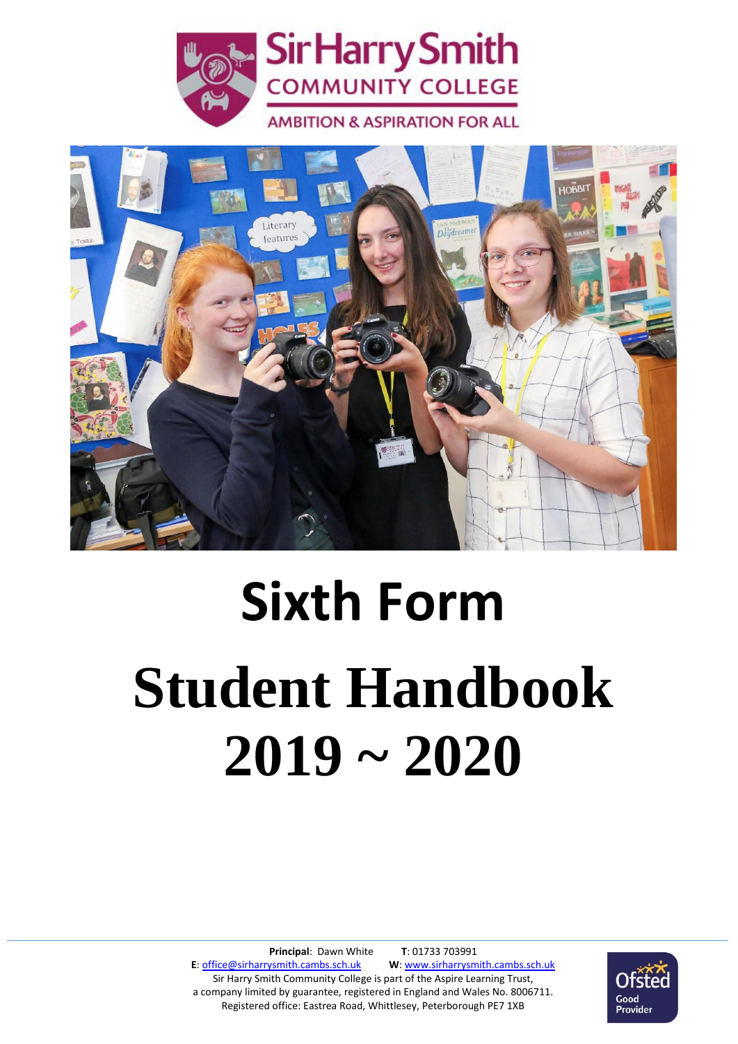# Sir Harry Smith

## COMMUNITY COLLEGE

AMBITION & ASPIRATION FOR ALL

# Sixth Form

# Student Handbook 2019 ~ 2020

**Principal**: Dawn White **T**: 01733 703991

**E**: office@sirharrysmith.cambs.sch.uk **W**: www.sirharrysmith.cambs.sch.uk

Sir Harry Smith Community College is part of the Aspire Learning Trust, a company limited by guarantee, registered in England and Wales No. 8006711. Registered office: Eastrea Road, Whittlesey, Peterborough PE7 1XB

Ofsted Good Provider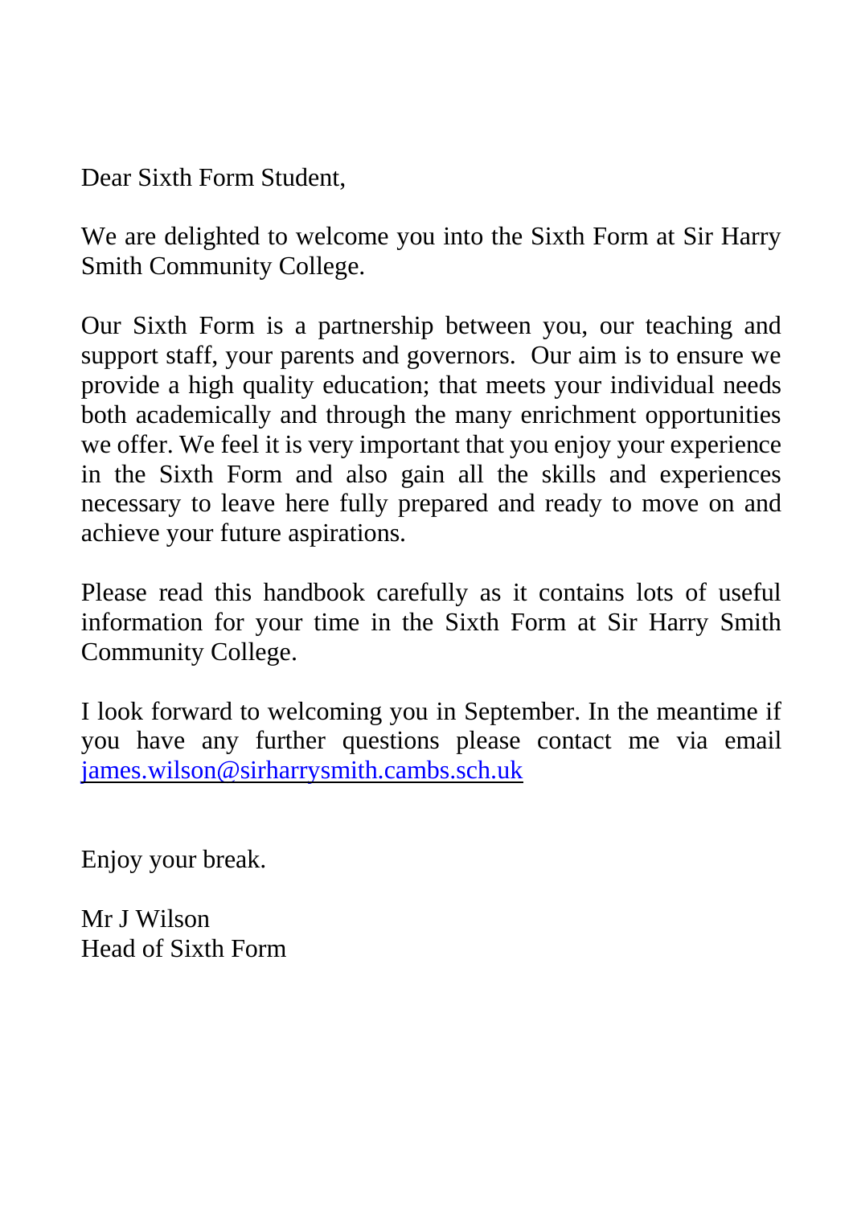Dear Sixth Form Student,

We are delighted to welcome you into the Sixth Form at Sir Harry Smith Community College.

Our Sixth Form is a partnership between you, our teaching and support staff, your parents and governors. Our aim is to ensure we provide a high quality education; that meets your individual needs both academically and through the many enrichment opportunities we offer. We feel it is very important that you enjoy your experience in the Sixth Form and also gain all the skills and experiences necessary to leave here fully prepared and ready to move on and achieve your future aspirations.

Please read this handbook carefully as it contains lots of useful information for your time in the Sixth Form at Sir Harry Smith Community College.

I look forward to welcoming you in September. In the meantime if you have any further questions please contact me via email [james.wilson@sirharrysmith.cambs.sch.uk](mailto:james.wilson@sirharrysmith.cambs.sch.uk)

Enjoy your break.

Mr J Wilson
Head of Sixth Form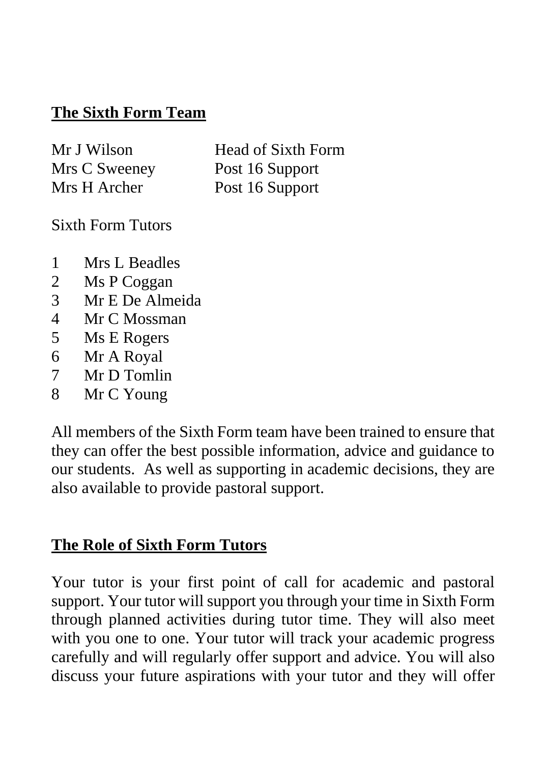## The Sixth Form Team

| | |
|---|---|
| Mr J Wilson | Head of Sixth Form |
| Mrs C Sweeney | Post 16 Support |
| Mrs H Archer | Post 16 Support |

Sixth Form Tutors

1. Mrs L Beadles
2. Ms P Coggan
3. Mr E De Almeida
4. Mr C Mossman
5. Ms E Rogers
6. Mr A Royal
7. Mr D Tomlin
8. Mr C Young

All members of the Sixth Form team have been trained to ensure that they can offer the best possible information, advice and guidance to our students. As well as supporting in academic decisions, they are also available to provide pastoral support.

## The Role of Sixth Form Tutors

Your tutor is your first point of call for academic and pastoral support. Your tutor will support you through your time in Sixth Form through planned activities during tutor time. They will also meet with you one to one. Your tutor will track your academic progress carefully and will regularly offer support and advice. You will also discuss your future aspirations with your tutor and they will offer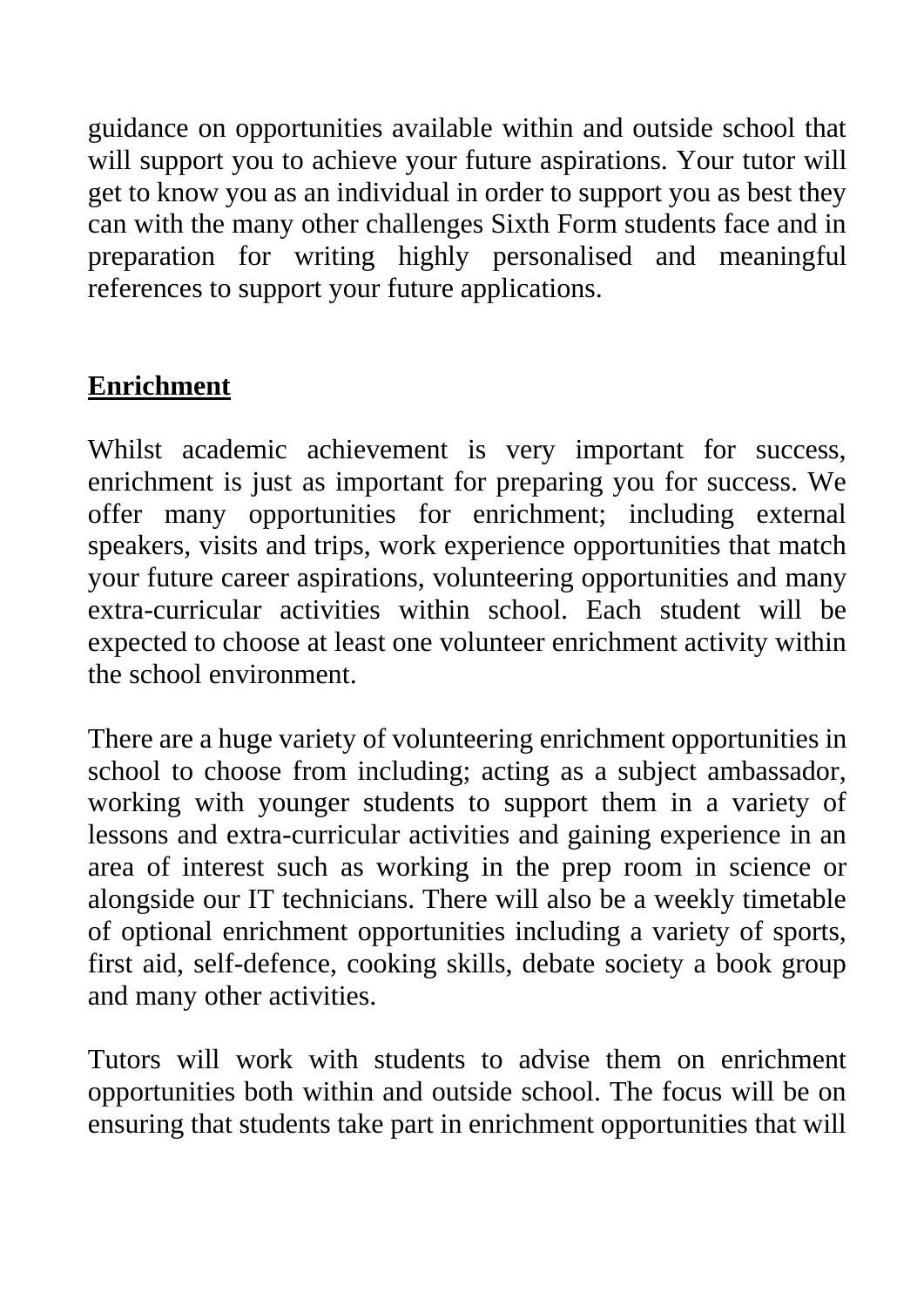guidance on opportunities available within and outside school that will support you to achieve your future aspirations. Your tutor will get to know you as an individual in order to support you as best they can with the many other challenges Sixth Form students face and in preparation for writing highly personalised and meaningful references to support your future applications.

## Enrichment

Whilst academic achievement is very important for success, enrichment is just as important for preparing you for success. We offer many opportunities for enrichment; including external speakers, visits and trips, work experience opportunities that match your future career aspirations, volunteering opportunities and many extra-curricular activities within school. Each student will be expected to choose at least one volunteer enrichment activity within the school environment.

There are a huge variety of volunteering enrichment opportunities in school to choose from including; acting as a subject ambassador, working with younger students to support them in a variety of lessons and extra-curricular activities and gaining experience in an area of interest such as working in the prep room in science or alongside our IT technicians. There will also be a weekly timetable of optional enrichment opportunities including a variety of sports, first aid, self-defence, cooking skills, debate society a book group and many other activities.

Tutors will work with students to advise them on enrichment opportunities both within and outside school. The focus will be on ensuring that students take part in enrichment opportunities that will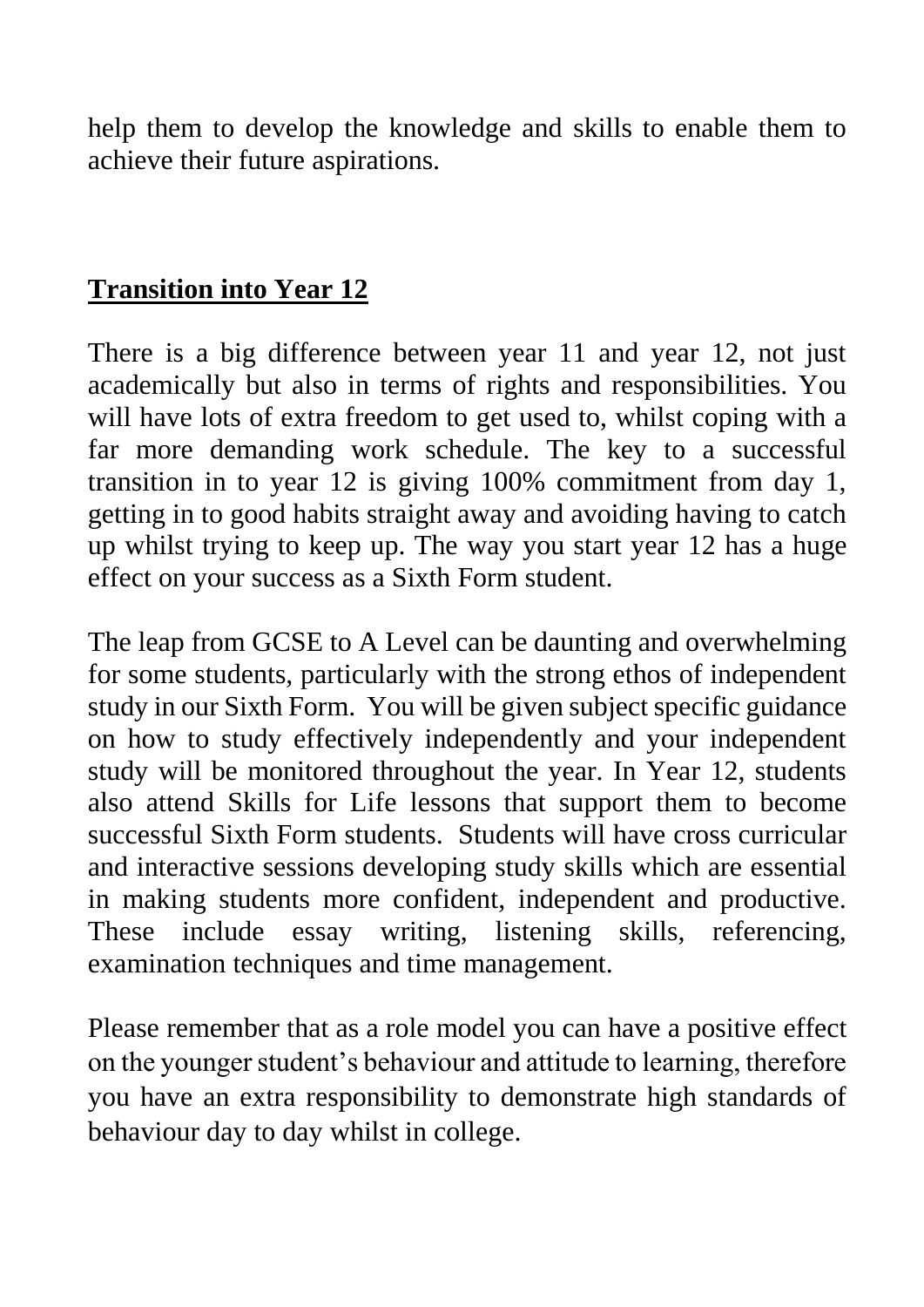help them to develop the knowledge and skills to enable them to achieve their future aspirations.

## **Transition into Year 12**

There is a big difference between year 11 and year 12, not just academically but also in terms of rights and responsibilities. You will have lots of extra freedom to get used to, whilst coping with a far more demanding work schedule. The key to a successful transition in to year 12 is giving 100% commitment from day 1, getting in to good habits straight away and avoiding having to catch up whilst trying to keep up. The way you start year 12 has a huge effect on your success as a Sixth Form student.

The leap from GCSE to A Level can be daunting and overwhelming for some students, particularly with the strong ethos of independent study in our Sixth Form. You will be given subject specific guidance on how to study effectively independently and your independent study will be monitored throughout the year. In Year 12, students also attend Skills for Life lessons that support them to become successful Sixth Form students. Students will have cross curricular and interactive sessions developing study skills which are essential in making students more confident, independent and productive. These include essay writing, listening skills, referencing, examination techniques and time management.

Please remember that as a role model you can have a positive effect on the younger student's behaviour and attitude to learning, therefore you have an extra responsibility to demonstrate high standards of behaviour day to day whilst in college.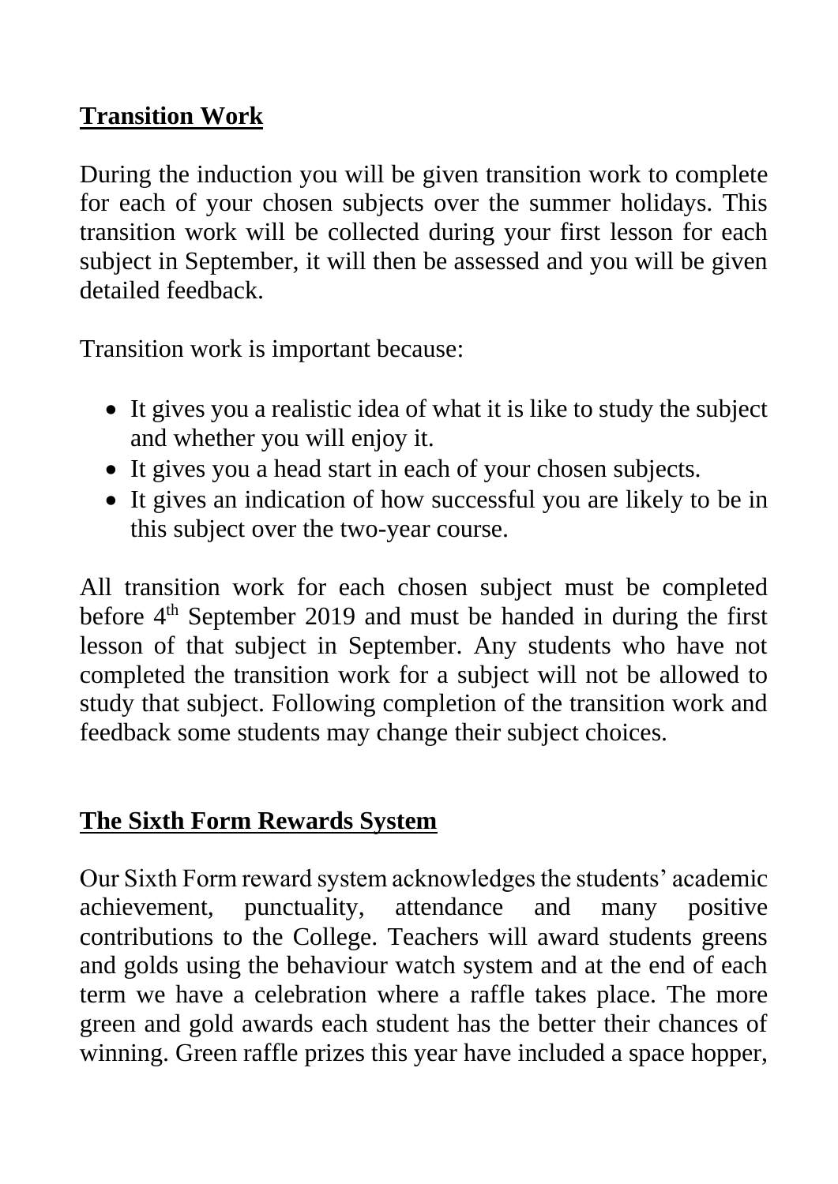## Transition Work

During the induction you will be given transition work to complete for each of your chosen subjects over the summer holidays. This transition work will be collected during your first lesson for each subject in September, it will then be assessed and you will be given detailed feedback.

Transition work is important because:

- It gives you a realistic idea of what it is like to study the subject and whether you will enjoy it.
- It gives you a head start in each of your chosen subjects.
- It gives an indication of how successful you are likely to be in this subject over the two-year course.

All transition work for each chosen subject must be completed before 4th September 2019 and must be handed in during the first lesson of that subject in September. Any students who have not completed the transition work for a subject will not be allowed to study that subject. Following completion of the transition work and feedback some students may change their subject choices.

## The Sixth Form Rewards System

Our Sixth Form reward system acknowledges the students' academic achievement, punctuality, attendance and many positive contributions to the College. Teachers will award students greens and golds using the behaviour watch system and at the end of each term we have a celebration where a raffle takes place. The more green and gold awards each student has the better their chances of winning. Green raffle prizes this year have included a space hopper,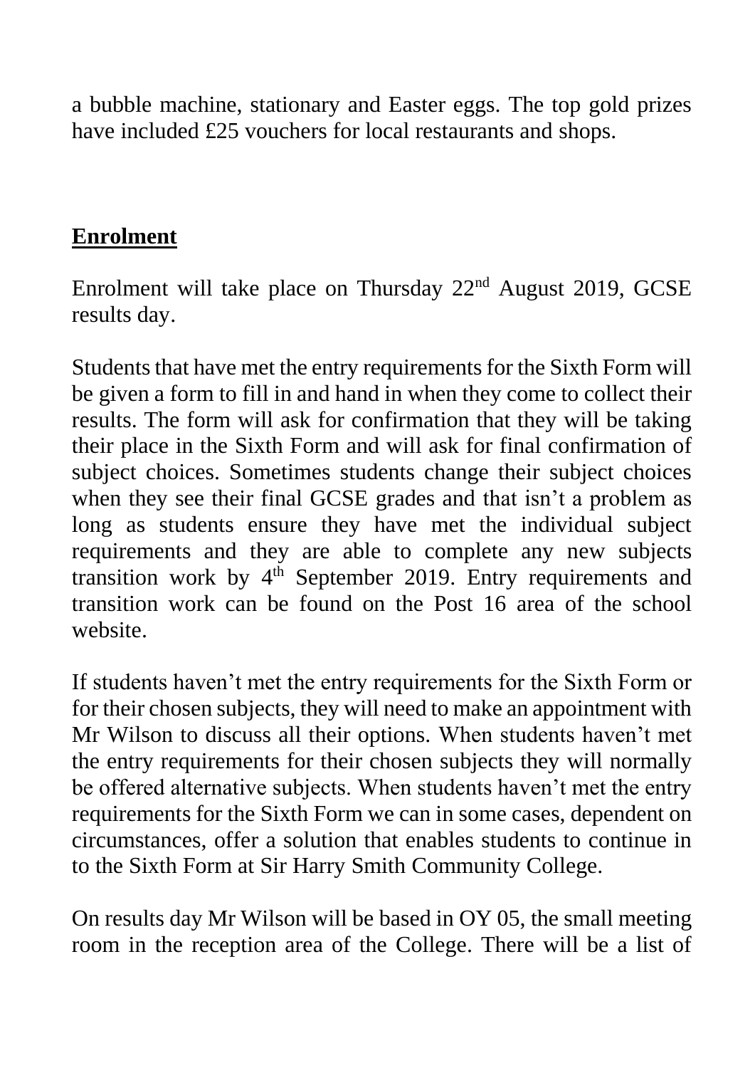a bubble machine, stationary and Easter eggs. The top gold prizes have included £25 vouchers for local restaurants and shops.

## **Enrolment**

Enrolment will take place on Thursday 22nd August 2019, GCSE results day.

Students that have met the entry requirements for the Sixth Form will be given a form to fill in and hand in when they come to collect their results. The form will ask for confirmation that they will be taking their place in the Sixth Form and will ask for final confirmation of subject choices. Sometimes students change their subject choices when they see their final GCSE grades and that isn't a problem as long as students ensure they have met the individual subject requirements and they are able to complete any new subjects transition work by 4th September 2019. Entry requirements and transition work can be found on the Post 16 area of the school website.

If students haven't met the entry requirements for the Sixth Form or for their chosen subjects, they will need to make an appointment with Mr Wilson to discuss all their options. When students haven't met the entry requirements for their chosen subjects they will normally be offered alternative subjects. When students haven't met the entry requirements for the Sixth Form we can in some cases, dependent on circumstances, offer a solution that enables students to continue in to the Sixth Form at Sir Harry Smith Community College.

On results day Mr Wilson will be based in OY 05, the small meeting room in the reception area of the College. There will be a list of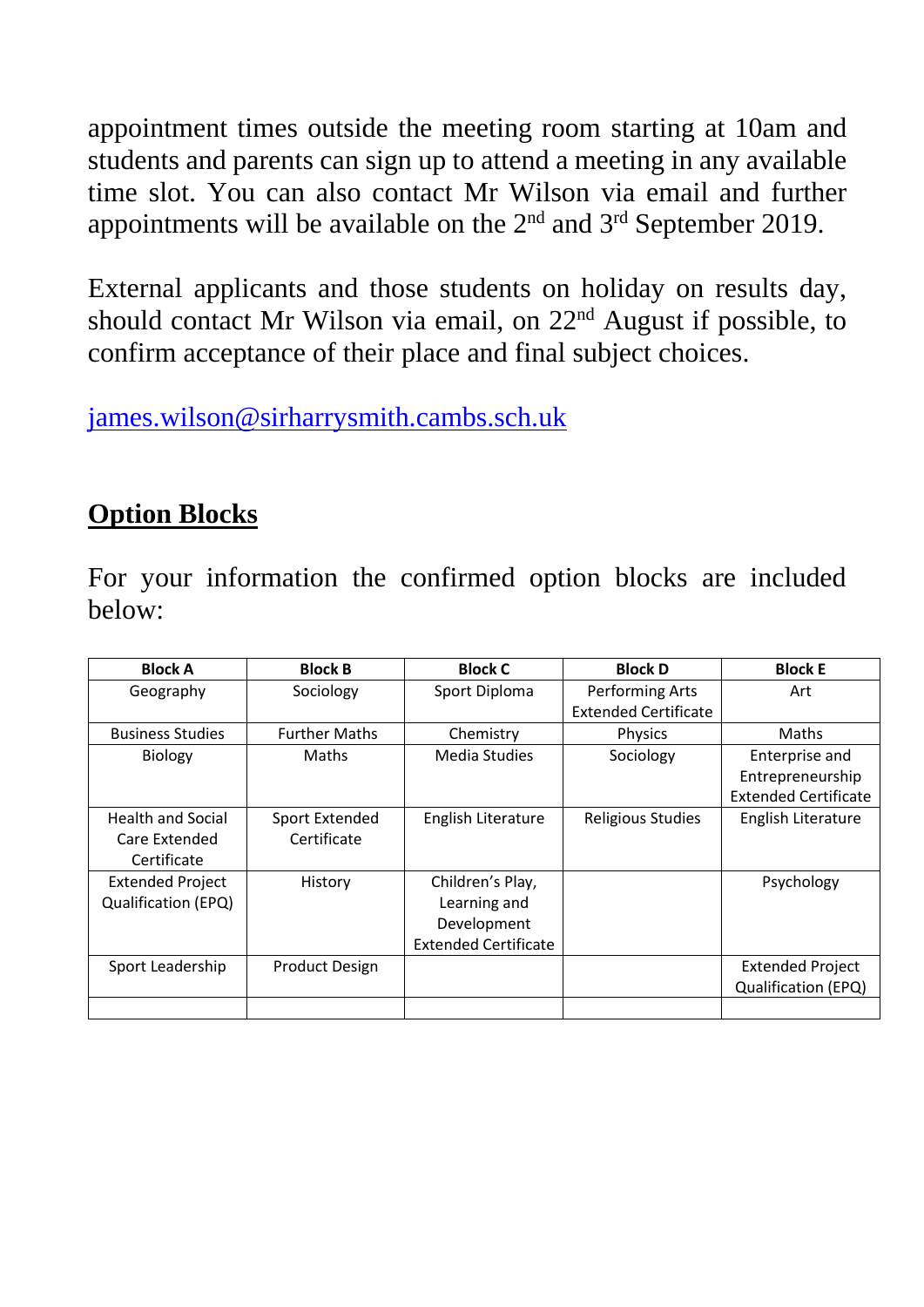appointment times outside the meeting room starting at 10am and students and parents can sign up to attend a meeting in any available time slot. You can also contact Mr Wilson via email and further appointments will be available on the 2nd and 3rd September 2019.

External applicants and those students on holiday on results day, should contact Mr Wilson via email, on 22nd August if possible, to confirm acceptance of their place and final subject choices.

james.wilson@sirharrysmith.cambs.sch.uk

## Option Blocks

For your information the confirmed option blocks are included below:

| Block A | Block B | Block C | Block D | Block E |
|---|---|---|---|---|
| Geography | Sociology | Sport Diploma | Performing Arts Extended Certificate | Art |
| Business Studies | Further Maths | Chemistry | Physics | Maths |
| Biology | Maths | Media Studies | Sociology | Enterprise and Entrepreneurship Extended Certificate |
| Health and Social Care Extended Certificate | Sport Extended Certificate | English Literature | Religious Studies | English Literature |
| Extended Project Qualification (EPQ) | History | Children's Play, Learning and Development Extended Certificate | | Psychology |
| Sport Leadership | Product Design | | | Extended Project Qualification (EPQ) |
| | | | | |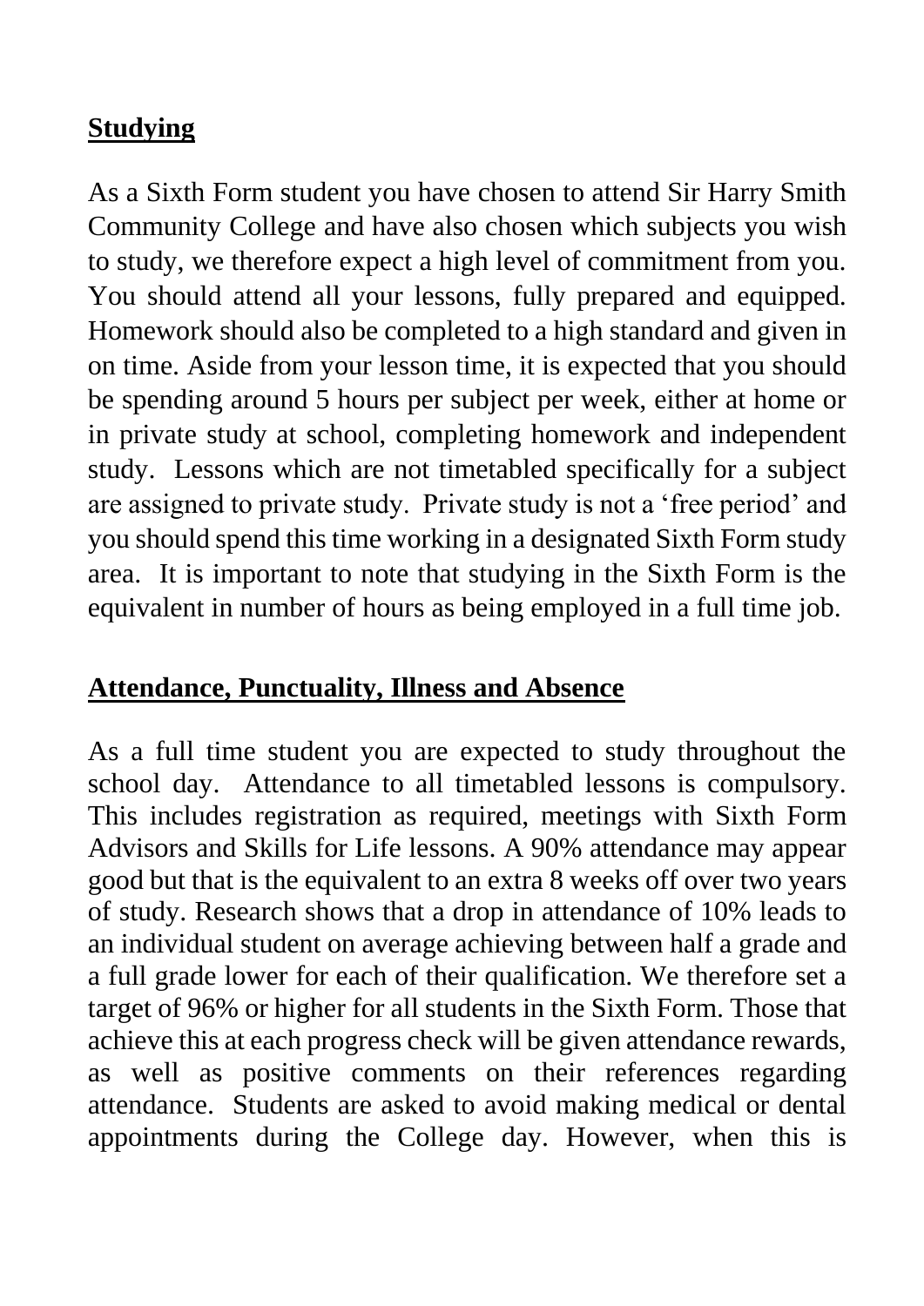## Studying

As a Sixth Form student you have chosen to attend Sir Harry Smith Community College and have also chosen which subjects you wish to study, we therefore expect a high level of commitment from you. You should attend all your lessons, fully prepared and equipped. Homework should also be completed to a high standard and given in on time. Aside from your lesson time, it is expected that you should be spending around 5 hours per subject per week, either at home or in private study at school, completing homework and independent study. Lessons which are not timetabled specifically for a subject are assigned to private study. Private study is not a 'free period' and you should spend this time working in a designated Sixth Form study area. It is important to note that studying in the Sixth Form is the equivalent in number of hours as being employed in a full time job.

## Attendance, Punctuality, Illness and Absence

As a full time student you are expected to study throughout the school day. Attendance to all timetabled lessons is compulsory. This includes registration as required, meetings with Sixth Form Advisors and Skills for Life lessons. A 90% attendance may appear good but that is the equivalent to an extra 8 weeks off over two years of study. Research shows that a drop in attendance of 10% leads to an individual student on average achieving between half a grade and a full grade lower for each of their qualification. We therefore set a target of 96% or higher for all students in the Sixth Form. Those that achieve this at each progress check will be given attendance rewards, as well as positive comments on their references regarding attendance. Students are asked to avoid making medical or dental appointments during the College day. However, when this is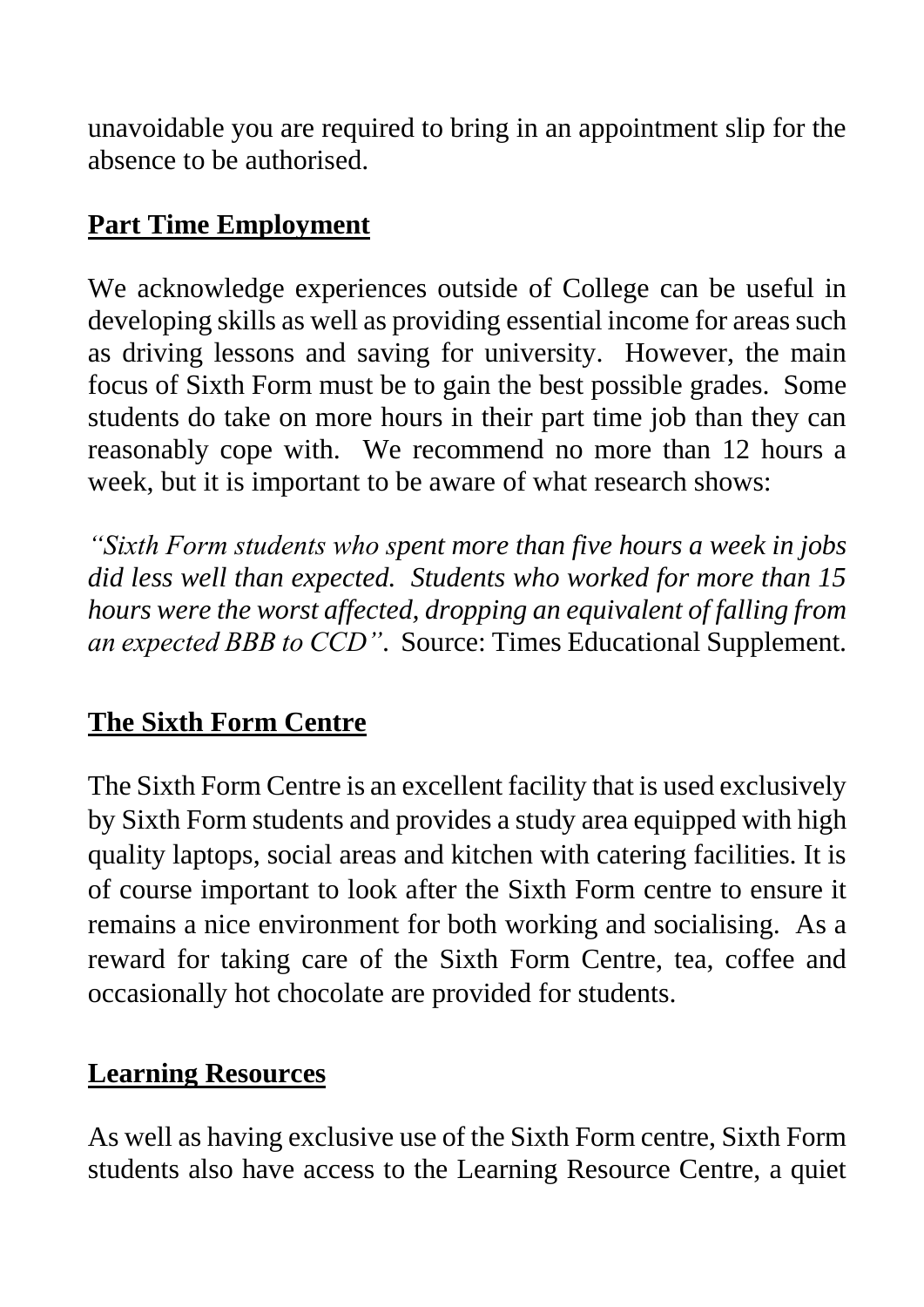unavoidable you are required to bring in an appointment slip for the absence to be authorised.

## **Part Time Employment**

We acknowledge experiences outside of College can be useful in developing skills as well as providing essential income for areas such as driving lessons and saving for university. However, the main focus of Sixth Form must be to gain the best possible grades. Some students do take on more hours in their part time job than they can reasonably cope with. We recommend no more than 12 hours a week, but it is important to be aware of what research shows:

*"Sixth Form students who spent more than five hours a week in jobs did less well than expected. Students who worked for more than 15 hours were the worst affected, dropping an equivalent of falling from an expected BBB to CCD".* Source: Times Educational Supplement.

## **The Sixth Form Centre**

The Sixth Form Centre is an excellent facility that is used exclusively by Sixth Form students and provides a study area equipped with high quality laptops, social areas and kitchen with catering facilities. It is of course important to look after the Sixth Form centre to ensure it remains a nice environment for both working and socialising. As a reward for taking care of the Sixth Form Centre, tea, coffee and occasionally hot chocolate are provided for students.

## **Learning Resources**

As well as having exclusive use of the Sixth Form centre, Sixth Form students also have access to the Learning Resource Centre, a quiet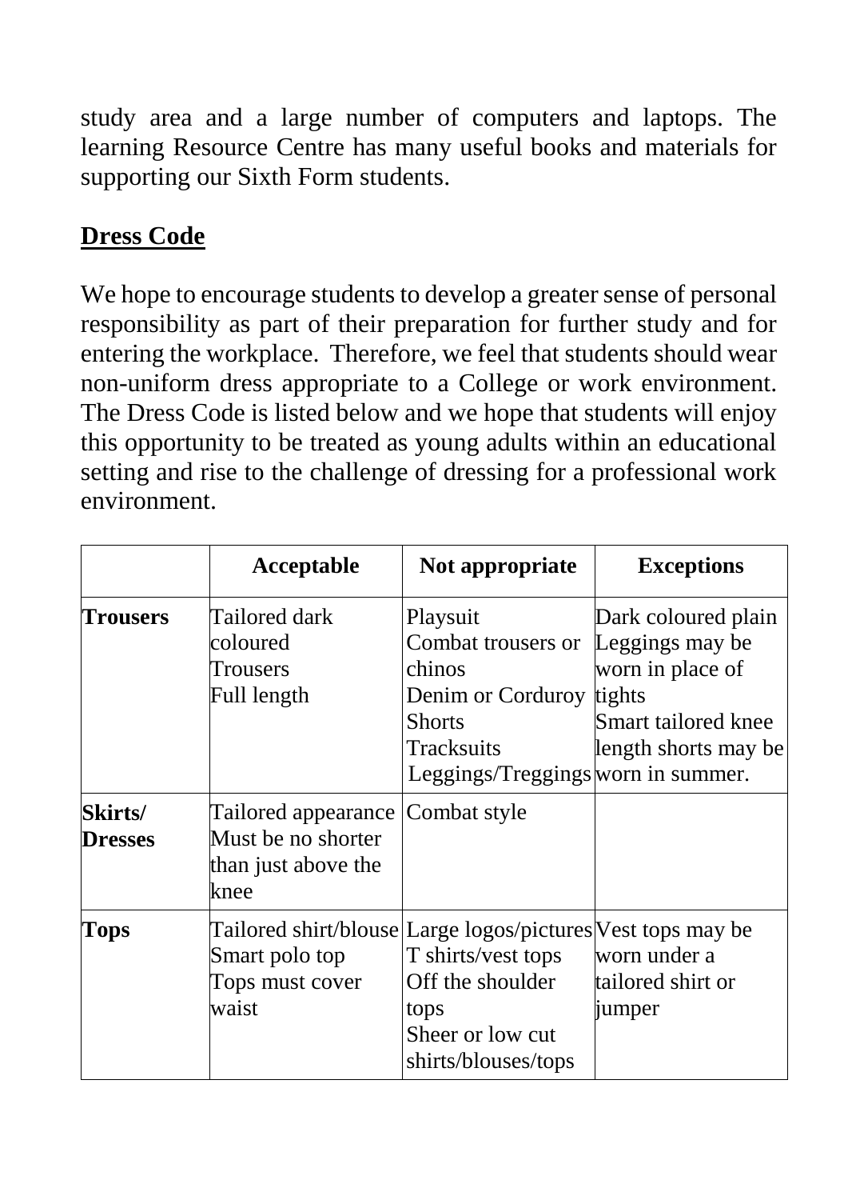study area and a large number of computers and laptops. The learning Resource Centre has many useful books and materials for supporting our Sixth Form students.

## Dress Code

We hope to encourage students to develop a greater sense of personal responsibility as part of their preparation for further study and for entering the workplace. Therefore, we feel that students should wear non-uniform dress appropriate to a College or work environment. The Dress Code is listed below and we hope that students will enjoy this opportunity to be treated as young adults within an educational setting and rise to the challenge of dressing for a professional work environment.

| | Acceptable | Not appropriate | Exceptions |
|---|---|---|---|
| **Trousers** | Tailored dark coloured Trousers<br>Full length | Playsuit<br>Combat trousers or chinos<br>Denim or Corduroy<br>Shorts<br>Tracksuits<br>Leggings/Treggings | Dark coloured plain Leggings may be worn in place of tights<br>Smart tailored knee length shorts may be worn in summer. |
| **Skirts/ Dresses** | Tailored appearance<br>Must be no shorter than just above the knee | Combat style | |
| **Tops** | Tailored shirt/blouse<br>Smart polo top<br>Tops must cover waist | Large logos/pictures<br>T shirts/vest tops<br>Off the shoulder tops<br>Sheer or low cut shirts/blouses/tops | Vest tops may be worn under a tailored shirt or jumper |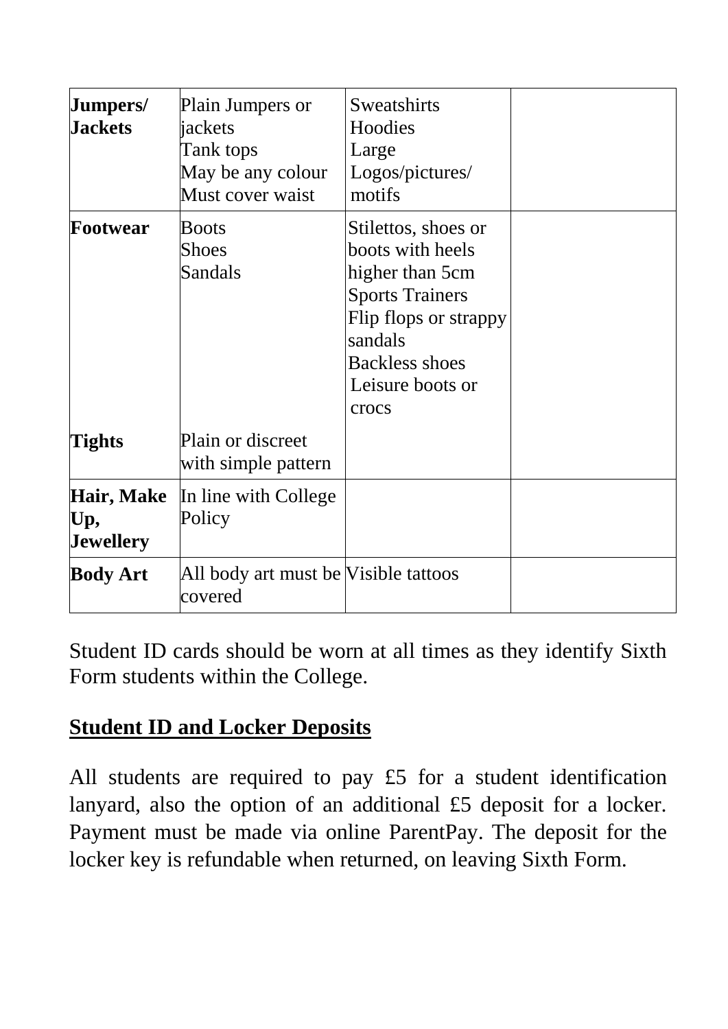| **Jumpers/ Jackets** | Plain Jumpers or jackets<br>Tank tops<br>May be any colour<br>Must cover waist | Sweatshirts<br>Hoodies<br>Large Logos/pictures/ motifs | |
|---|---|---|---|
| **Footwear** | Boots<br>Shoes<br>Sandals | Stilettos, shoes or boots with heels higher than 5cm<br>Sports Trainers<br>Flip flops or strappy sandals<br>Backless shoes<br>Leisure boots or crocs | |
| **Tights** | Plain or discreet with simple pattern | | |
| **Hair, Make Up, Jewellery** | In line with College Policy | | |
| **Body Art** | All body art must be covered | Visible tattoos | |

Student ID cards should be worn at all times as they identify Sixth Form students within the College.

## Student ID and Locker Deposits

All students are required to pay £5 for a student identification lanyard, also the option of an additional £5 deposit for a locker. Payment must be made via online ParentPay. The deposit for the locker key is refundable when returned, on leaving Sixth Form.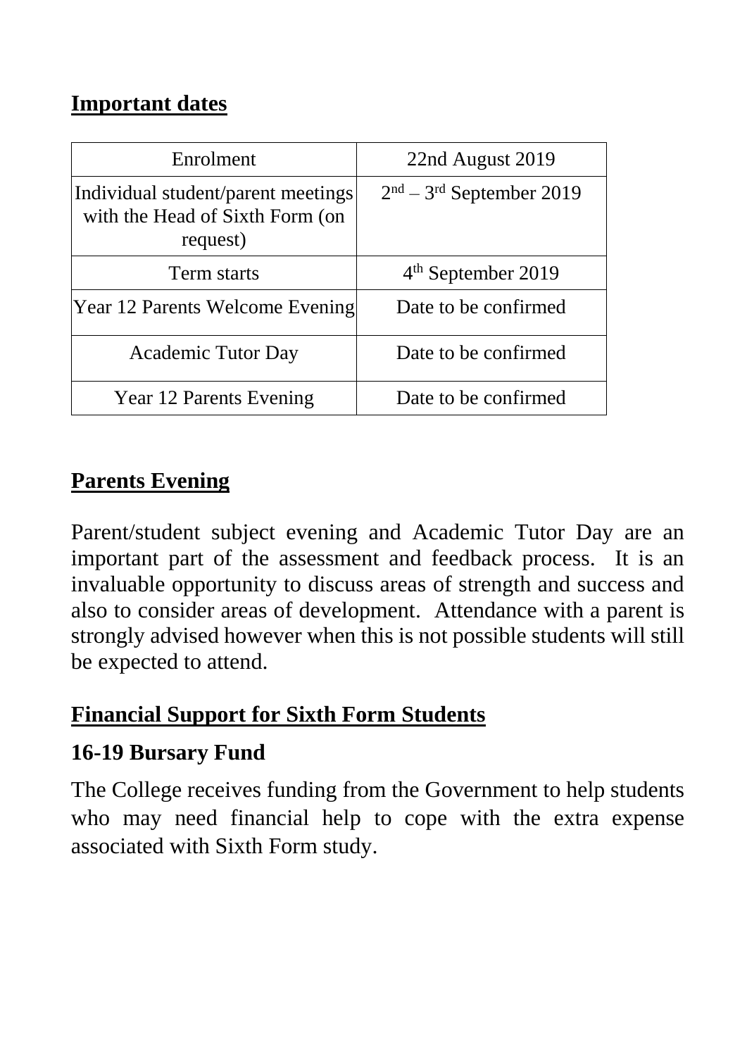## Important dates

| Enrolment | 22nd August 2019 |
|---|---|
| Individual student/parent meetings with the Head of Sixth Form (on request) | 2nd – 3rd September 2019 |
| Term starts | 4th September 2019 |
| Year 12 Parents Welcome Evening | Date to be confirmed |
| Academic Tutor Day | Date to be confirmed |
| Year 12 Parents Evening | Date to be confirmed |

## Parents Evening

Parent/student subject evening and Academic Tutor Day are an important part of the assessment and feedback process. It is an invaluable opportunity to discuss areas of strength and success and also to consider areas of development. Attendance with a parent is strongly advised however when this is not possible students will still be expected to attend.

## Financial Support for Sixth Form Students

### 16-19 Bursary Fund

The College receives funding from the Government to help students who may need financial help to cope with the extra expense associated with Sixth Form study.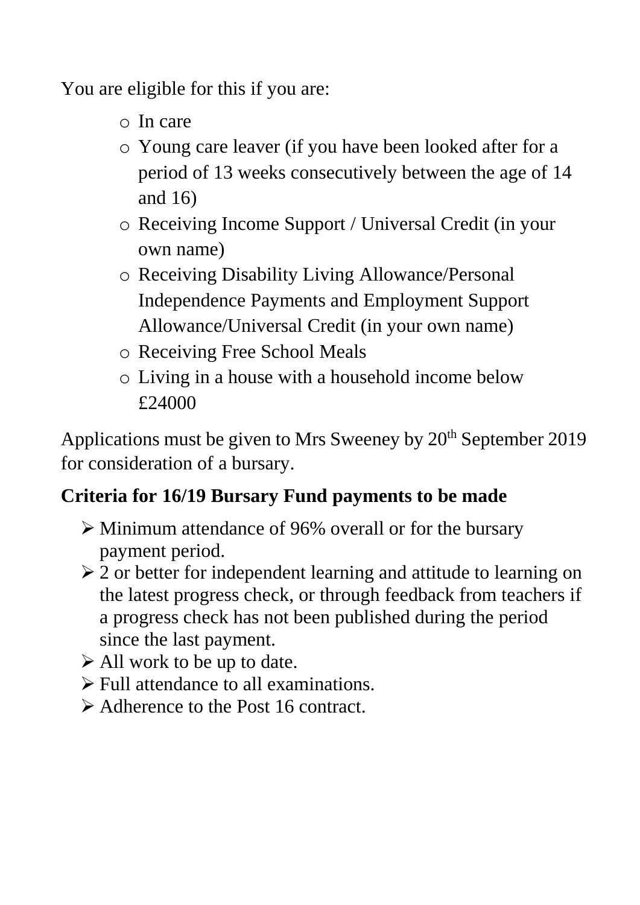You are eligible for this if you are:

- In care
- Young care leaver (if you have been looked after for a period of 13 weeks consecutively between the age of 14 and 16)
- Receiving Income Support / Universal Credit (in your own name)
- Receiving Disability Living Allowance/Personal Independence Payments and Employment Support Allowance/Universal Credit (in your own name)
- Receiving Free School Meals
- Living in a house with a household income below £24000

Applications must be given to Mrs Sweeney by 20th September 2019 for consideration of a bursary.

**Criteria for 16/19 Bursary Fund payments to be made**

- Minimum attendance of 96% overall or for the bursary payment period.
- 2 or better for independent learning and attitude to learning on the latest progress check, or through feedback from teachers if a progress check has not been published during the period since the last payment.
- All work to be up to date.
- Full attendance to all examinations.
- Adherence to the Post 16 contract.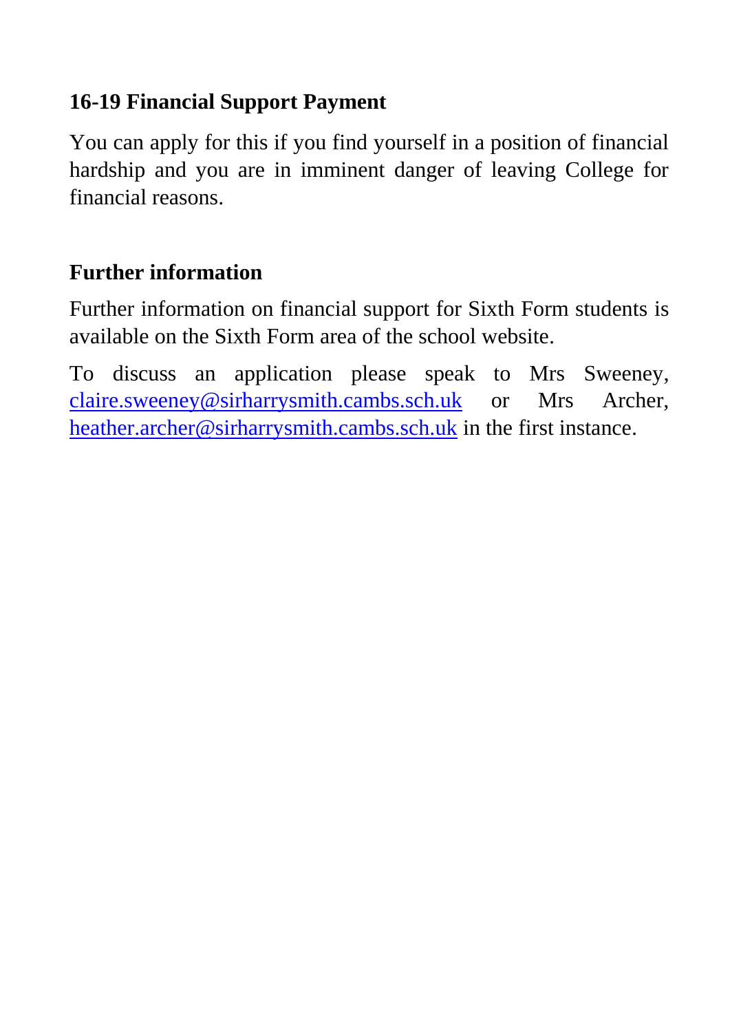## 16-19 Financial Support Payment

You can apply for this if you find yourself in a position of financial hardship and you are in imminent danger of leaving College for financial reasons.

## Further information

Further information on financial support for Sixth Form students is available on the Sixth Form area of the school website.

To discuss an application please speak to Mrs Sweeney, claire.sweeney@sirharrysmith.cambs.sch.uk or Mrs Archer, heather.archer@sirharrysmith.cambs.sch.uk in the first instance.